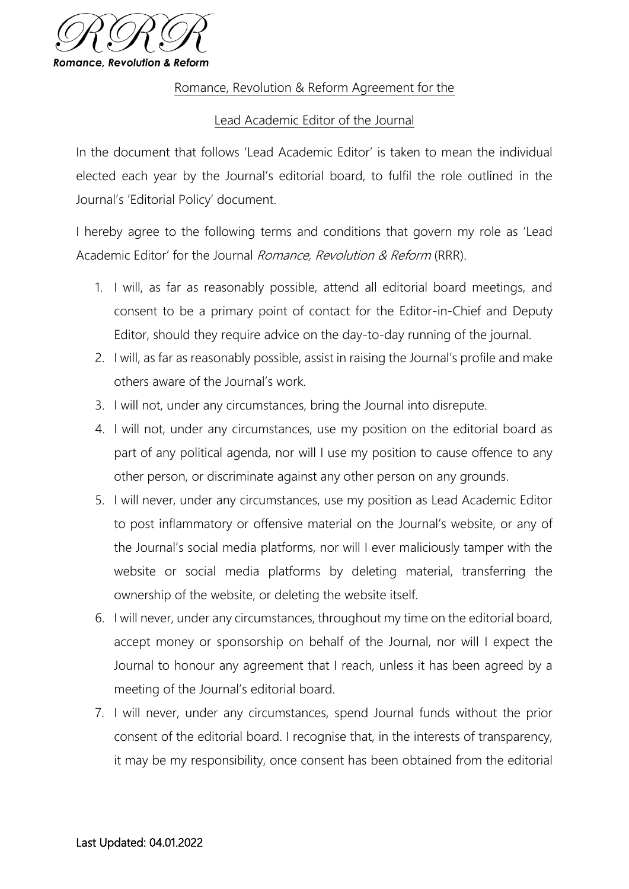RRR

*Romance, Revolution & Reform*

# Romance, Revolution & Reform Agreement for the Lead Academic Editor of the Journal

In the document that follows 'Lead Academic Editor' is taken to mean the individual elected each year by the Journal's editorial board, to fulfil the role outlined in the Journal's 'Editorial Policy' document.

I hereby agree to the following terms and conditions that govern my role as 'Lead Academic Editor' for the Journal *Romance, Revolution & Reform* (RRR).

1. I will, as far as reasonably possible, attend all editorial board meetings, and consent to be a primary point of contact for the Editor-in-Chief and Deputy Editor, should they require advice on the day-to-day running of the journal.
2. I will, as far as reasonably possible, assist in raising the Journal's profile and make others aware of the Journal's work.
3. I will not, under any circumstances, bring the Journal into disrepute.
4. I will not, under any circumstances, use my position on the editorial board as part of any political agenda, nor will I use my position to cause offence to any other person, or discriminate against any other person on any grounds.
5. I will never, under any circumstances, use my position as Lead Academic Editor to post inflammatory or offensive material on the Journal's website, or any of the Journal's social media platforms, nor will I ever maliciously tamper with the website or social media platforms by deleting material, transferring the ownership of the website, or deleting the website itself.
6. I will never, under any circumstances, throughout my time on the editorial board, accept money or sponsorship on behalf of the Journal, nor will I expect the Journal to honour any agreement that I reach, unless it has been agreed by a meeting of the Journal's editorial board.
7. I will never, under any circumstances, spend Journal funds without the prior consent of the editorial board. I recognise that, in the interests of transparency, it may be my responsibility, once consent has been obtained from the editorial

Last Updated: 04.01.2022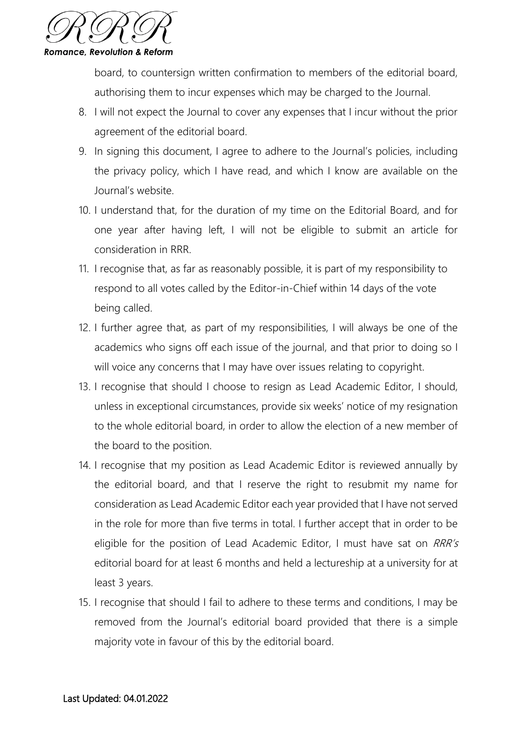board, to countersign written confirmation to members of the editorial board, authorising them to incur expenses which may be charged to the Journal.

8. I will not expect the Journal to cover any expenses that I incur without the prior agreement of the editorial board.
9. In signing this document, I agree to adhere to the Journal's policies, including the privacy policy, which I have read, and which I know are available on the Journal's website.
10. I understand that, for the duration of my time on the Editorial Board, and for one year after having left, I will not be eligible to submit an article for consideration in RRR.
11. I recognise that, as far as reasonably possible, it is part of my responsibility to respond to all votes called by the Editor-in-Chief within 14 days of the vote being called.
12. I further agree that, as part of my responsibilities, I will always be one of the academics who signs off each issue of the journal, and that prior to doing so I will voice any concerns that I may have over issues relating to copyright.
13. I recognise that should I choose to resign as Lead Academic Editor, I should, unless in exceptional circumstances, provide six weeks' notice of my resignation to the whole editorial board, in order to allow the election of a new member of the board to the position.
14. I recognise that my position as Lead Academic Editor is reviewed annually by the editorial board, and that I reserve the right to resubmit my name for consideration as Lead Academic Editor each year provided that I have not served in the role for more than five terms in total. I further accept that in order to be eligible for the position of Lead Academic Editor, I must have sat on *RRR's* editorial board for at least 6 months and held a lectureship at a university for at least 3 years.
15. I recognise that should I fail to adhere to these terms and conditions, I may be removed from the Journal's editorial board provided that there is a simple majority vote in favour of this by the editorial board.

Last Updated: 04.01.2022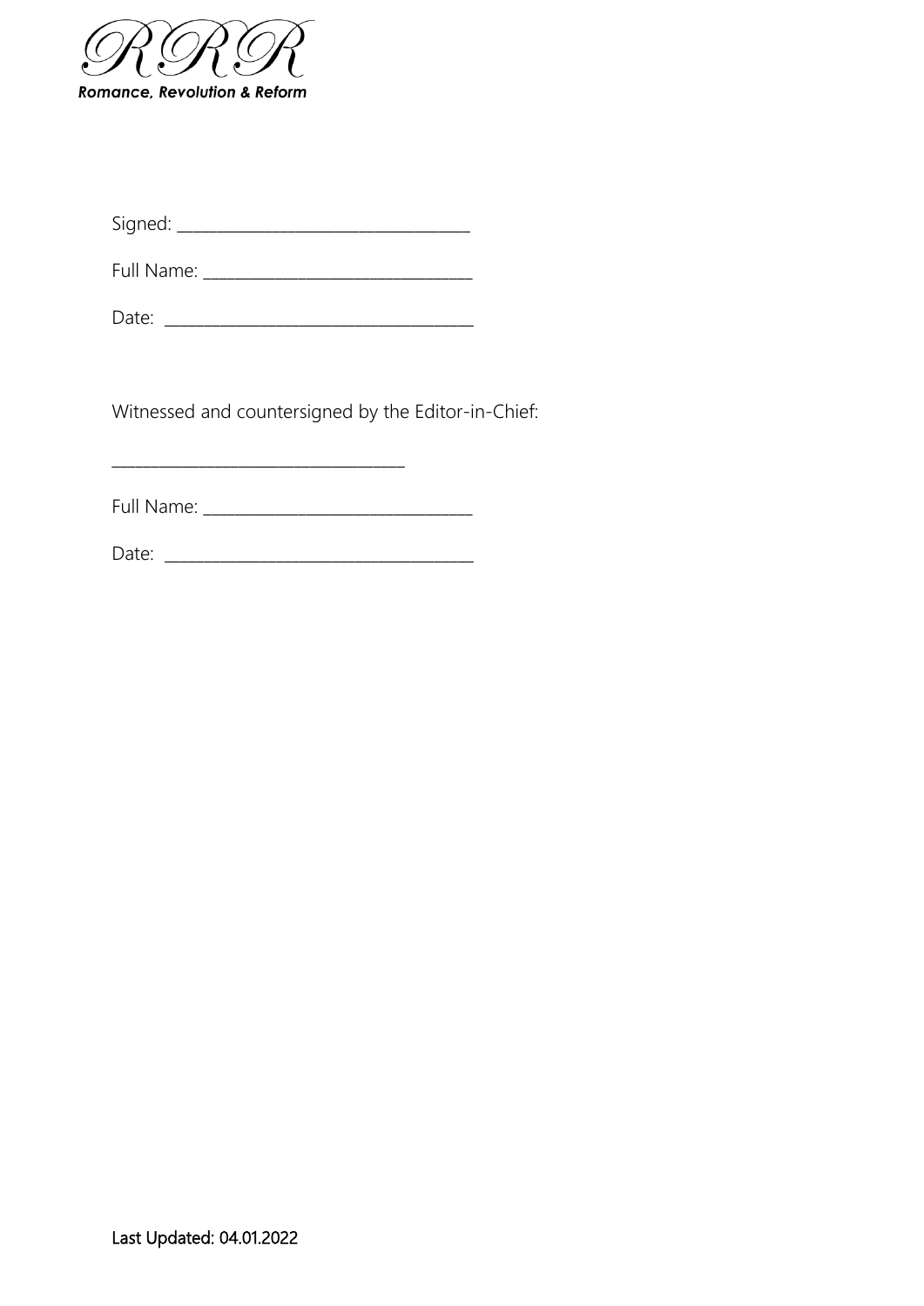Signed: ____________________________________

Full Name: _________________________________

Date: ______________________________________

Witnessed and countersigned by the Editor-in-Chief:

____________________________________

Full Name: _________________________________

Date: ______________________________________

Last Updated: 04.01.2022